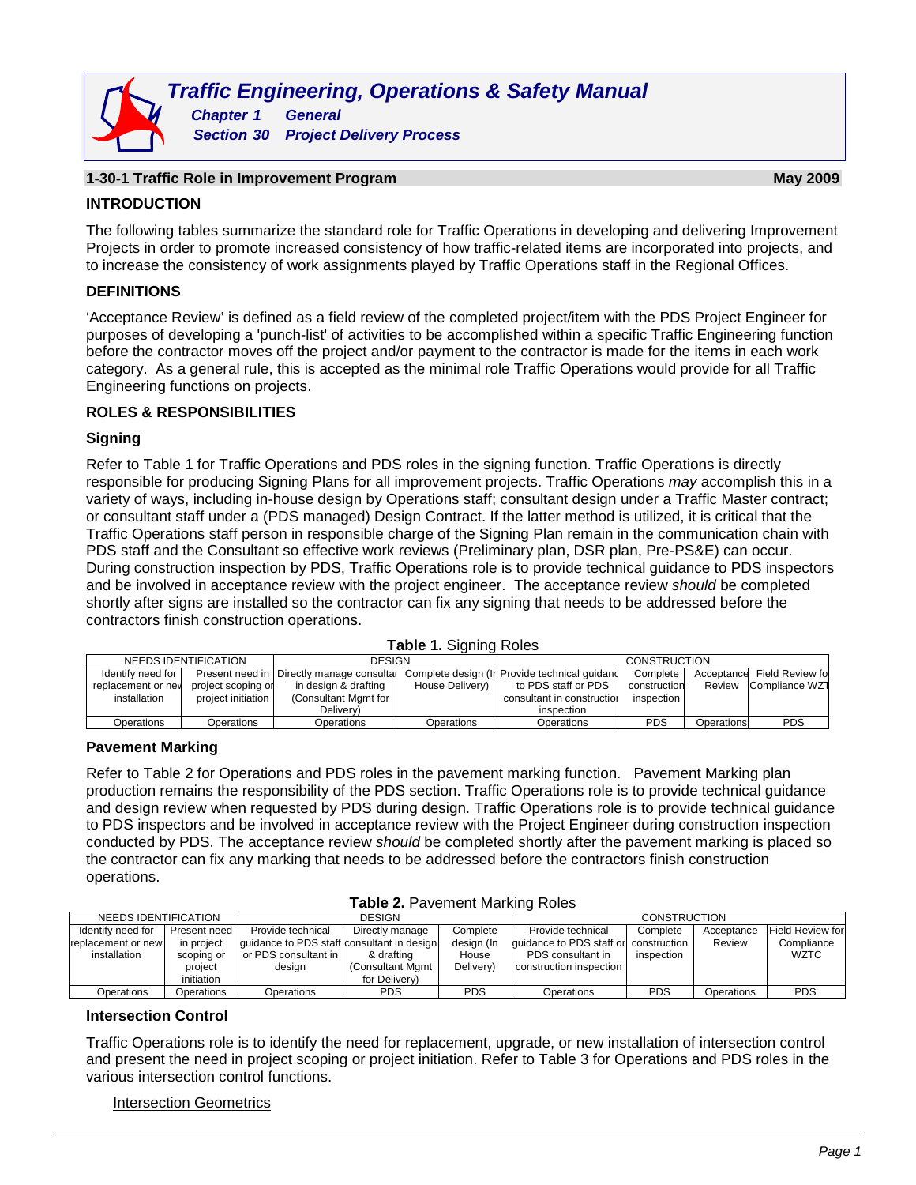# Traffic Engineering, Operations & Safety Manual

**Chapter 1 General**

**Section 30 Project Delivery Process**

## 1-30-1 Traffic Role in Improvement Program

**May 2009**

### INTRODUCTION

The following tables summarize the standard role for Traffic Operations in developing and delivering Improvement Projects in order to promote increased consistency of how traffic-related items are incorporated into projects, and to increase the consistency of work assignments played by Traffic Operations staff in the Regional Offices.

### DEFINITIONS

'Acceptance Review' is defined as a field review of the completed project/item with the PDS Project Engineer for purposes of developing a 'punch-list' of activities to be accomplished within a specific Traffic Engineering function before the contractor moves off the project and/or payment to the contractor is made for the items in each work category. As a general rule, this is accepted as the minimal role Traffic Operations would provide for all Traffic Engineering functions on projects.

### ROLES & RESPONSIBILITIES

#### Signing

Refer to Table 1 for Traffic Operations and PDS roles in the signing function. Traffic Operations is directly responsible for producing Signing Plans for all improvement projects. Traffic Operations *may* accomplish this in a variety of ways, including in-house design by Operations staff; consultant design under a Traffic Master contract; or consultant staff under a (PDS managed) Design Contract. If the latter method is utilized, it is critical that the Traffic Operations staff person in responsible charge of the Signing Plan remain in the communication chain with PDS staff and the Consultant so effective work reviews (Preliminary plan, DSR plan, Pre-PS&E) can occur. During construction inspection by PDS, Traffic Operations role is to provide technical guidance to PDS inspectors and be involved in acceptance review with the project engineer. The acceptance review *should* be completed shortly after signs are installed so the contractor can fix any signing that needs to be addressed before the contractors finish construction operations.

**Table 1.** Signing Roles

| NEEDS IDENTIFICATION | | DESIGN | | CONSTRUCTION | | | |
|---|---|---|---|---|---|---|---|
| Identify need for replacement or new installation | Present need in project scoping or project initiation | Directly manage consultant in design & drafting (Consultant Mgmt for Delivery) | Complete design (In House Delivery) | Provide technical guidance to PDS staff or PDS consultant in construction inspection | Complete construction inspection | Acceptance Review | Field Review for Compliance WZTC |
| Operations | Operations | Operations | Operations | Operations | PDS | Operations | PDS |

#### Pavement Marking

Refer to Table 2 for Operations and PDS roles in the pavement marking function. Pavement Marking plan production remains the responsibility of the PDS section. Traffic Operations role is to provide technical guidance and design review when requested by PDS during design. Traffic Operations role is to provide technical guidance to PDS inspectors and be involved in acceptance review with the Project Engineer during construction inspection conducted by PDS. The acceptance review *should* be completed shortly after the pavement marking is placed so the contractor can fix any marking that needs to be addressed before the contractors finish construction operations.

**Table 2.** Pavement Marking Roles

| NEEDS IDENTIFICATION | | DESIGN | | | CONSTRUCTION | | | |
|---|---|---|---|---|---|---|---|---|
| Identify need for replacement or new installation | Present need in project scoping or project initiation | Provide technical guidance to PDS staff or PDS consultant in design | Directly manage consultant in design & drafting (Consultant Mgmt for Delivery) | Complete design (In House Delivery) | Provide technical guidance to PDS staff or PDS consultant in construction inspection | Complete construction inspection | Acceptance Review | Field Review for Compliance WZTC |
| Operations | Operations | Operations | PDS | PDS | Operations | PDS | Operations | PDS |

#### Intersection Control

Traffic Operations role is to identify the need for replacement, upgrade, or new installation of intersection control and present the need in project scoping or project initiation. Refer to Table 3 for Operations and PDS roles in the various intersection control functions.

<u>Intersection Geometrics</u>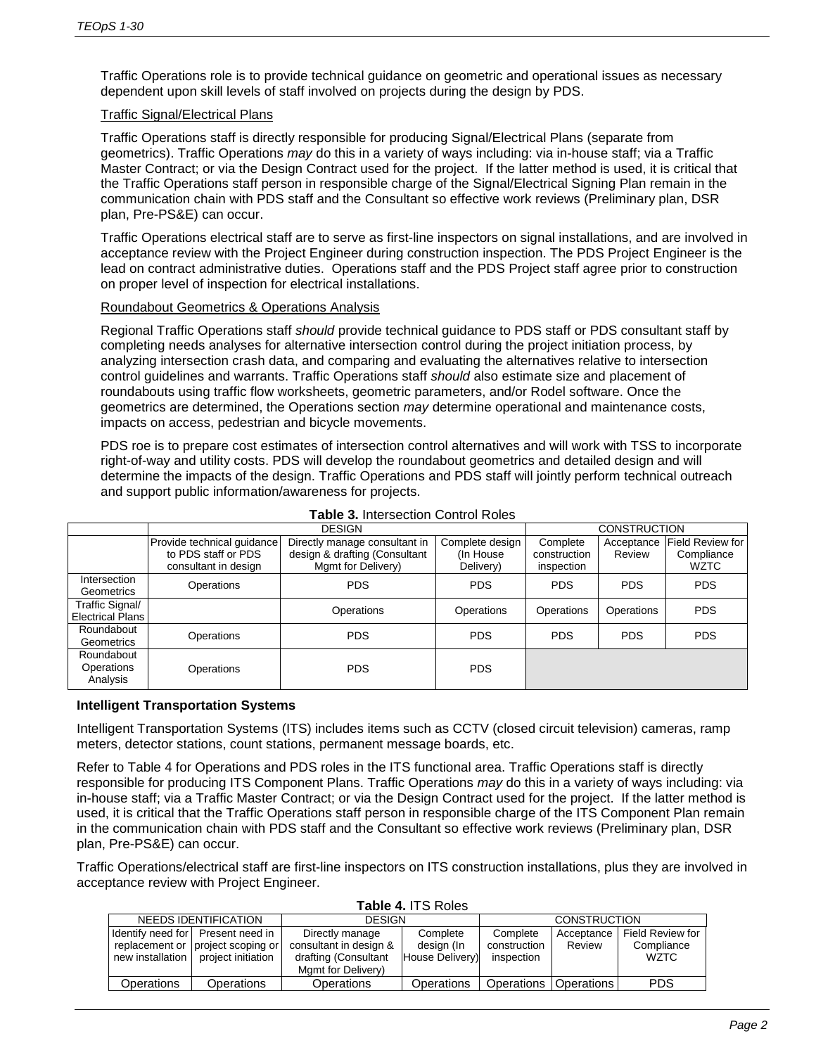Traffic Operations role is to provide technical guidance on geometric and operational issues as necessary dependent upon skill levels of staff involved on projects during the design by PDS.

Traffic Signal/Electrical Plans

Traffic Operations staff is directly responsible for producing Signal/Electrical Plans (separate from geometrics). Traffic Operations *may* do this in a variety of ways including: via in-house staff; via a Traffic Master Contract; or via the Design Contract used for the project. If the latter method is used, it is critical that the Traffic Operations staff person in responsible charge of the Signal/Electrical Signing Plan remain in the communication chain with PDS staff and the Consultant so effective work reviews (Preliminary plan, DSR plan, Pre-PS&E) can occur.

Traffic Operations electrical staff are to serve as first-line inspectors on signal installations, and are involved in acceptance review with the Project Engineer during construction inspection. The PDS Project Engineer is the lead on contract administrative duties. Operations staff and the PDS Project staff agree prior to construction on proper level of inspection for electrical installations.

Roundabout Geometrics & Operations Analysis

Regional Traffic Operations staff *should* provide technical guidance to PDS staff or PDS consultant staff by completing needs analyses for alternative intersection control during the project initiation process, by analyzing intersection crash data, and comparing and evaluating the alternatives relative to intersection control guidelines and warrants. Traffic Operations staff *should* also estimate size and placement of roundabouts using traffic flow worksheets, geometric parameters, and/or Rodel software. Once the geometrics are determined, the Operations section *may* determine operational and maintenance costs, impacts on access, pedestrian and bicycle movements.

PDS roe is to prepare cost estimates of intersection control alternatives and will work with TSS to incorporate right-of-way and utility costs. PDS will develop the roundabout geometrics and detailed design and will determine the impacts of the design. Traffic Operations and PDS staff will jointly perform technical outreach and support public information/awareness for projects.

**Table 3.** Intersection Control Roles

| | DESIGN | | | CONSTRUCTION | | |
|---|---|---|---|---|---|---|
| | Provide technical guidance to PDS staff or PDS consultant in design | Directly manage consultant in design & drafting (Consultant Mgmt for Delivery) | Complete design (In House Delivery) | Complete construction inspection | Acceptance Review | Field Review for Compliance WZTC |
| Intersection Geometrics | Operations | PDS | PDS | PDS | PDS | PDS |
| Traffic Signal/ Electrical Plans | | Operations | Operations | Operations | Operations | PDS |
| Roundabout Geometrics | Operations | PDS | PDS | PDS | PDS | PDS |
| Roundabout Operations Analysis | Operations | PDS | PDS | | | |

**Intelligent Transportation Systems**

Intelligent Transportation Systems (ITS) includes items such as CCTV (closed circuit television) cameras, ramp meters, detector stations, count stations, permanent message boards, etc.

Refer to Table 4 for Operations and PDS roles in the ITS functional area. Traffic Operations staff is directly responsible for producing ITS Component Plans. Traffic Operations *may* do this in a variety of ways including: via in-house staff; via a Traffic Master Contract; or via the Design Contract used for the project. If the latter method is used, it is critical that the Traffic Operations staff person in responsible charge of the ITS Component Plan remain in the communication chain with PDS staff and the Consultant so effective work reviews (Preliminary plan, DSR plan, Pre-PS&E) can occur.

Traffic Operations/electrical staff are first-line inspectors on ITS construction installations, plus they are involved in acceptance review with Project Engineer.

**Table 4.** ITS Roles

| NEEDS IDENTIFICATION | | DESIGN | | CONSTRUCTION | | |
|---|---|---|---|---|---|---|
| Identify need for replacement or new installation | Present need in project scoping or project initiation | Directly manage consultant in design & drafting (Consultant Mgmt for Delivery) | Complete design (In House Delivery) | Complete construction inspection | Acceptance Review | Field Review for Compliance WZTC |
| Operations | Operations | Operations | Operations | Operations | Operations | PDS |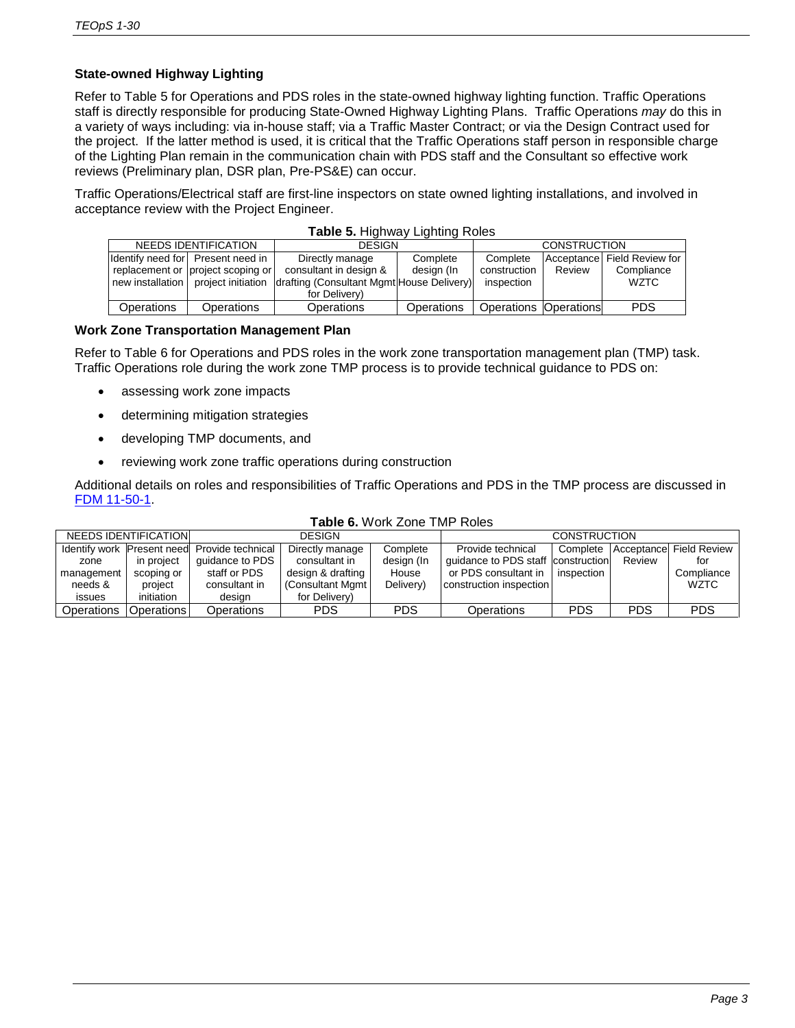### State-owned Highway Lighting

Refer to Table 5 for Operations and PDS roles in the state-owned highway lighting function. Traffic Operations staff is directly responsible for producing State-Owned Highway Lighting Plans. Traffic Operations *may* do this in a variety of ways including: via in-house staff; via a Traffic Master Contract; or via the Design Contract used for the project. If the latter method is used, it is critical that the Traffic Operations staff person in responsible charge of the Lighting Plan remain in the communication chain with PDS staff and the Consultant so effective work reviews (Preliminary plan, DSR plan, Pre-PS&E) can occur.

Traffic Operations/Electrical staff are first-line inspectors on state owned lighting installations, and involved in acceptance review with the Project Engineer.

**Table 5.** Highway Lighting Roles

| NEEDS IDENTIFICATION | | DESIGN | | CONSTRUCTION | | |
|---|---|---|---|---|---|---|
| Identify need for replacement or new installation | Present need in project scoping or project initiation | Directly manage consultant in design & drafting (Consultant Mgmt for Delivery) | Complete design (In House Delivery) | Complete construction inspection | Acceptance Review | Field Review for Compliance WZTC |
| Operations | Operations | Operations | Operations | Operations | Operations | PDS |

### Work Zone Transportation Management Plan

Refer to Table 6 for Operations and PDS roles in the work zone transportation management plan (TMP) task. Traffic Operations role during the work zone TMP process is to provide technical guidance to PDS on:

- assessing work zone impacts
- determining mitigation strategies
- developing TMP documents, and
- reviewing work zone traffic operations during construction

Additional details on roles and responsibilities of Traffic Operations and PDS in the TMP process are discussed in FDM 11-50-1.

**Table 6.** Work Zone TMP Roles

| NEEDS IDENTIFICATION | | DESIGN | | | CONSTRUCTION | | | |
|---|---|---|---|---|---|---|---|---|
| Identify work zone management needs & issues | Present need in project scoping or project initiation | Provide technical guidance to PDS staff or PDS consultant in design | Directly manage consultant in design & drafting (Consultant Mgmt for Delivery) | Complete design (In House Delivery) | Provide technical guidance to PDS staff or PDS consultant in construction inspection | Complete construction inspection | Acceptance Review | Field Review for Compliance WZTC |
| Operations | Operations | Operations | PDS | PDS | Operations | PDS | PDS | PDS |